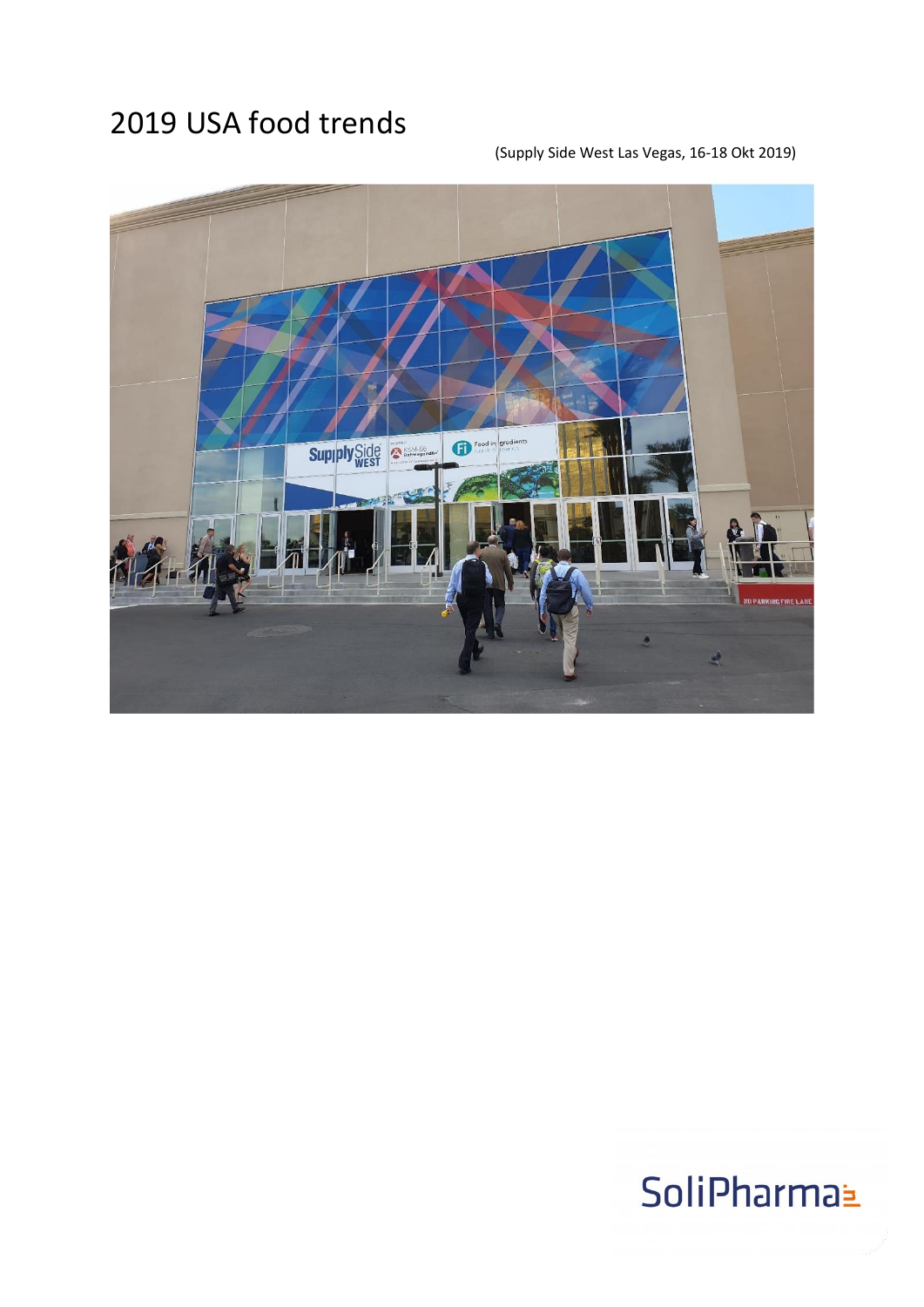# 2019 USA food trends

(Supply Side West Las Vegas, 16-18 Okt 2019)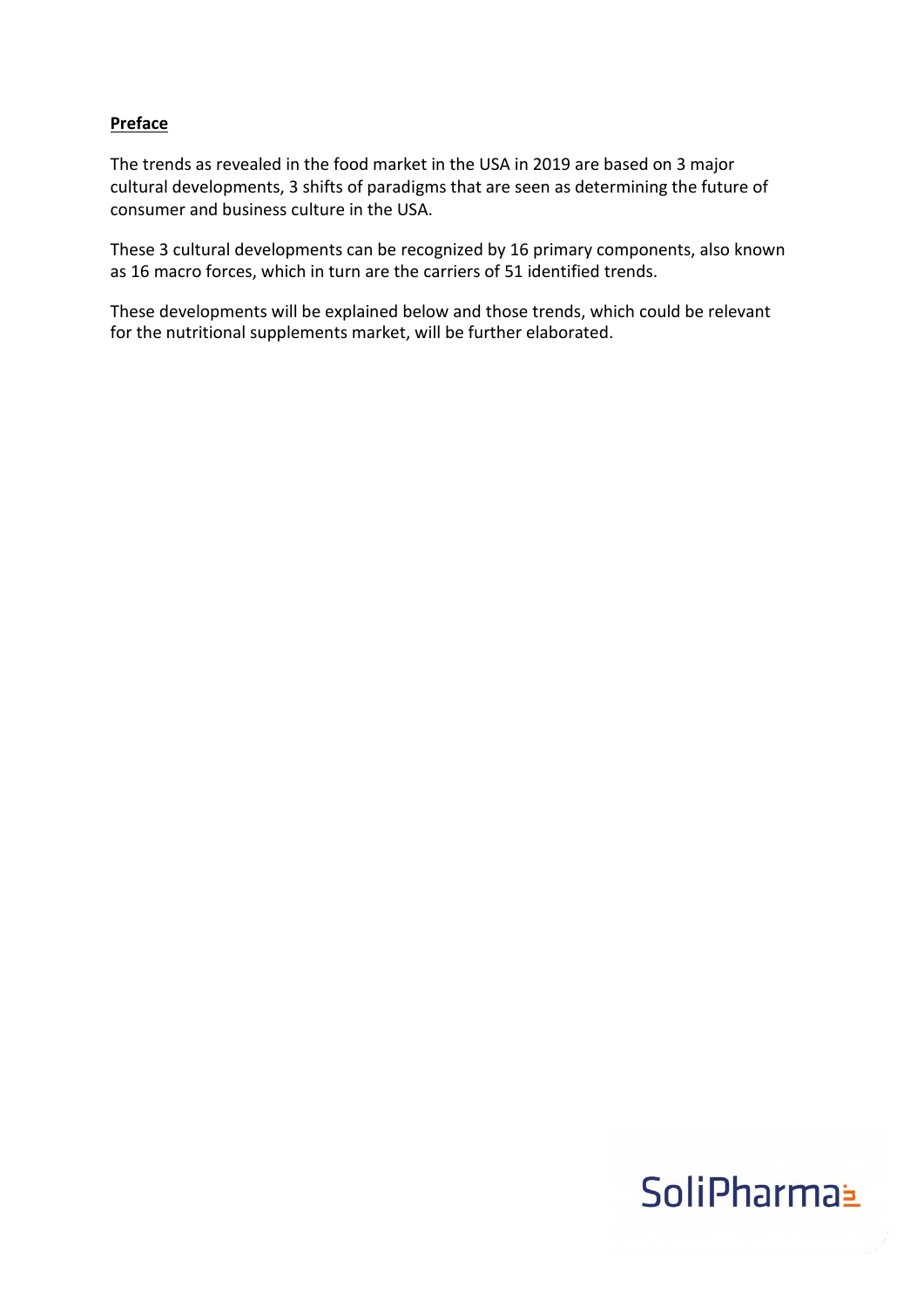**Preface**

The trends as revealed in the food market in the USA in 2019 are based on 3 major cultural developments, 3 shifts of paradigms that are seen as determining the future of consumer and business culture in the USA.

These 3 cultural developments can be recognized by 16 primary components, also known as 16 macro forces, which in turn are the carriers of 51 identified trends.

These developments will be explained below and those trends, which could be relevant for the nutritional supplements market, will be further elaborated.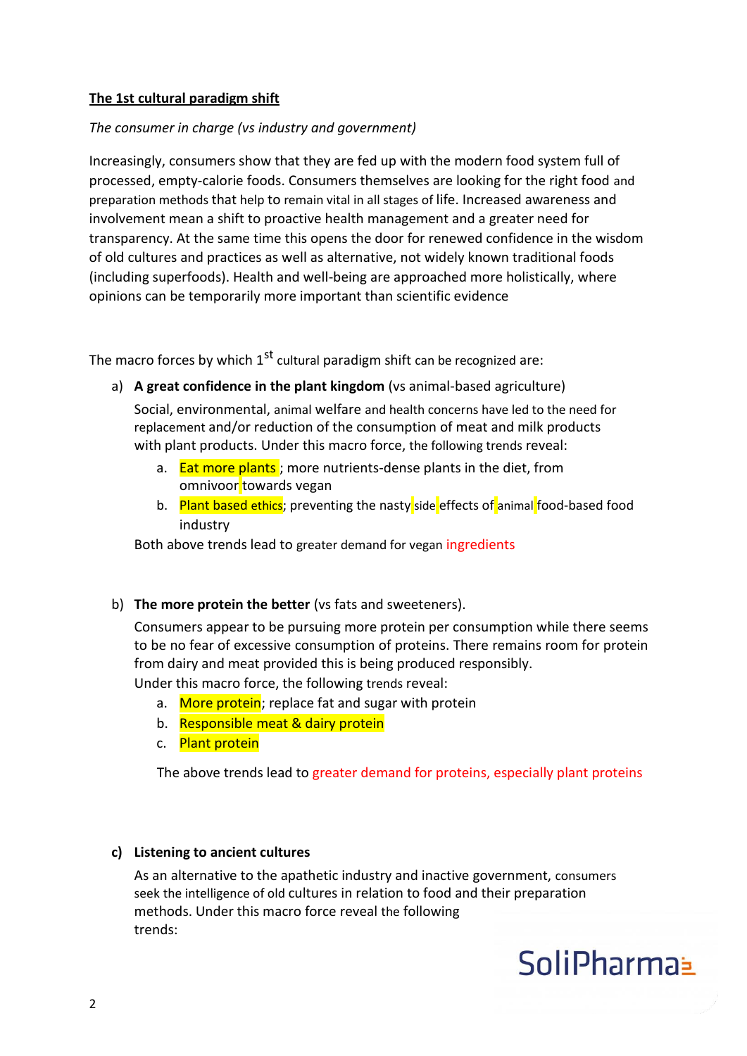**<u>The 1st cultural paradigm shift</u>**

*The consumer in charge (vs industry and government)*

Increasingly, consumers show that they are fed up with the modern food system full of processed, empty-calorie foods. Consumers themselves are looking for the right food and preparation methods that help to remain vital in all stages of life. Increased awareness and involvement mean a shift to proactive health management and a greater need for transparency. At the same time this opens the door for renewed confidence in the wisdom of old cultures and practices as well as alternative, not widely known traditional foods (including superfoods). Health and well-being are approached more holistically, where opinions can be temporarily more important than scientific evidence

The macro forces by which 1st cultural paradigm shift can be recognized are:

a) **A great confidence in the plant kingdom** (vs animal-based agriculture)

   Social, environmental, animal welfare and health concerns have led to the need for replacement and/or reduction of the consumption of meat and milk products with plant products. Under this macro force, the following trends reveal:

   a. Eat more plants ; more nutrients-dense plants in the diet, from omnivoor towards vegan
   b. Plant based ethics; preventing the nasty side effects of animal food-based food industry

   Both above trends lead to greater demand for vegan ingredients

b) **The more protein the better** (vs fats and sweeteners).

   Consumers appear to be pursuing more protein per consumption while there seems to be no fear of excessive consumption of proteins. There remains room for protein from dairy and meat provided this is being produced responsibly.
   Under this macro force, the following trends reveal:

   a. More protein; replace fat and sugar with protein
   b. Responsible meat & dairy protein
   c. Plant protein

   The above trends lead to greater demand for proteins, especially plant proteins

c) **Listening to ancient cultures**

   As an alternative to the apathetic industry and inactive government, consumers seek the intelligence of old cultures in relation to food and their preparation methods. Under this macro force reveal the following trends: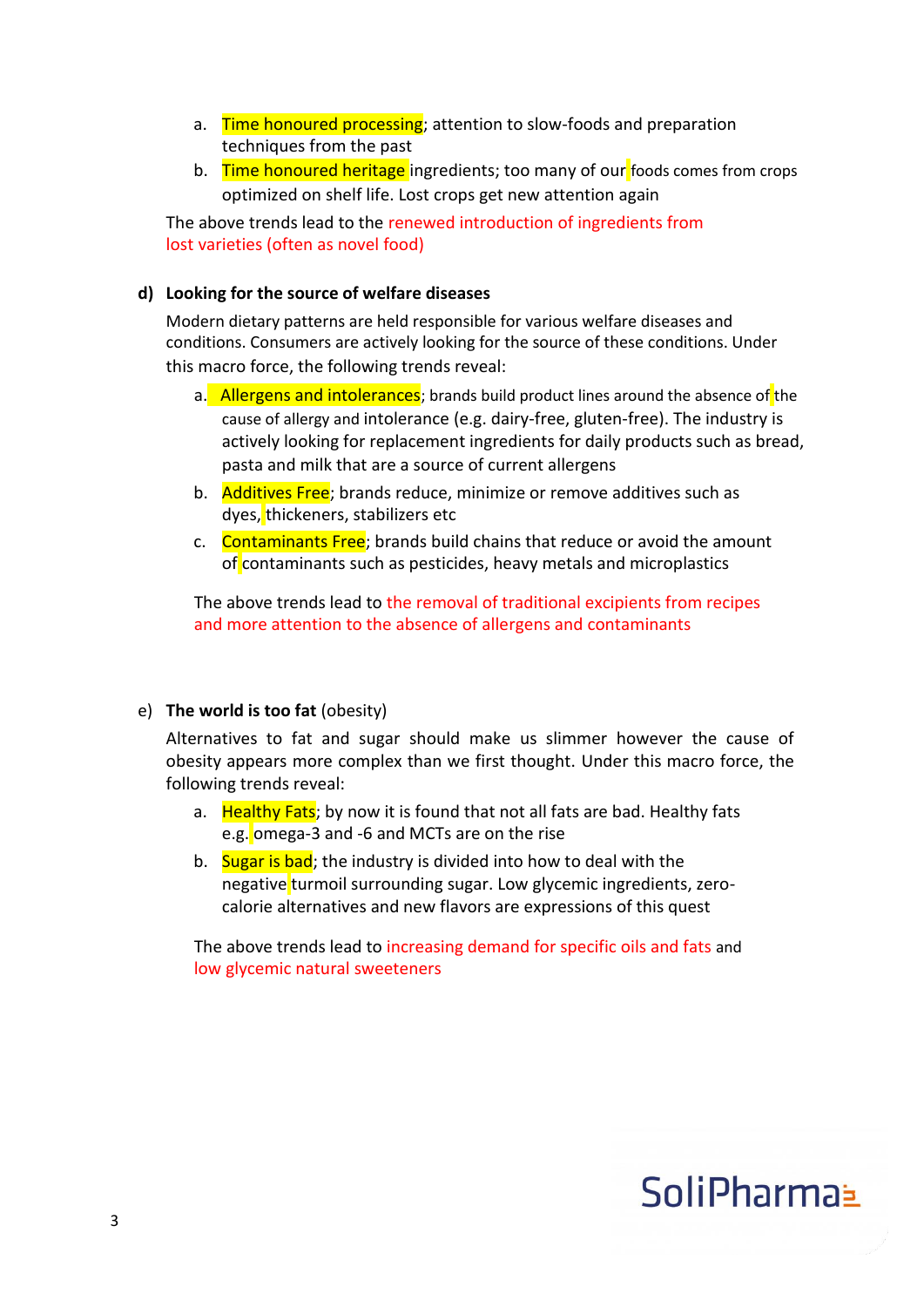a. Time honoured processing; attention to slow-foods and preparation techniques from the past
b. Time honoured heritage ingredients; too many of our foods comes from crops optimized on shelf life. Lost crops get new attention again

The above trends lead to the renewed introduction of ingredients from lost varieties (often as novel food)

**d) Looking for the source of welfare diseases**

Modern dietary patterns are held responsible for various welfare diseases and conditions. Consumers are actively looking for the source of these conditions. Under this macro force, the following trends reveal:

a. Allergens and intolerances; brands build product lines around the absence of the cause of allergy and intolerance (e.g. dairy-free, gluten-free). The industry is actively looking for replacement ingredients for daily products such as bread, pasta and milk that are a source of current allergens
b. Additives Free; brands reduce, minimize or remove additives such as dyes, thickeners, stabilizers etc
c. Contaminants Free; brands build chains that reduce or avoid the amount of contaminants such as pesticides, heavy metals and microplastics

The above trends lead to the removal of traditional excipients from recipes and more attention to the absence of allergens and contaminants

e) **The world is too fat** (obesity)

Alternatives to fat and sugar should make us slimmer however the cause of obesity appears more complex than we first thought. Under this macro force, the following trends reveal:

a. Healthy Fats; by now it is found that not all fats are bad. Healthy fats e.g. omega-3 and -6 and MCTs are on the rise
b. Sugar is bad; the industry is divided into how to deal with the negative turmoil surrounding sugar. Low glycemic ingredients, zero-calorie alternatives and new flavors are expressions of this quest

The above trends lead to increasing demand for specific oils and fats and low glycemic natural sweeteners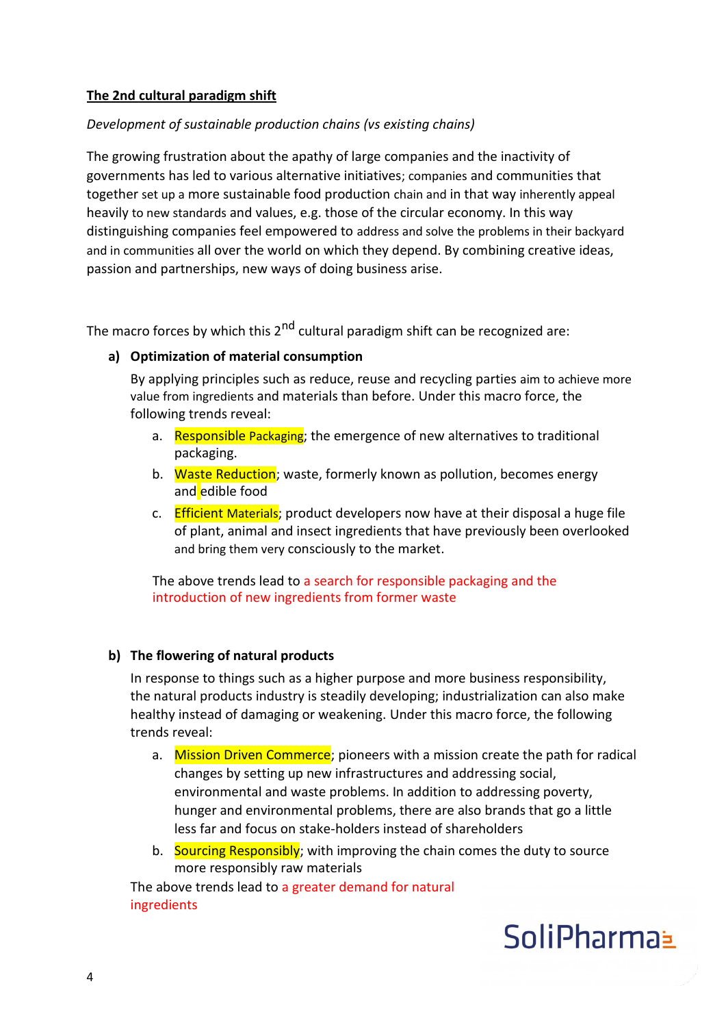**The 2nd cultural paradigm shift**

*Development of sustainable production chains (vs existing chains)*

The growing frustration about the apathy of large companies and the inactivity of governments has led to various alternative initiatives; companies and communities that together set up a more sustainable food production chain and in that way inherently appeal heavily to new standards and values, e.g. those of the circular economy. In this way distinguishing companies feel empowered to address and solve the problems in their backyard and in communities all over the world on which they depend. By combining creative ideas, passion and partnerships, new ways of doing business arise.

The macro forces by which this 2nd cultural paradigm shift can be recognized are:

**a) Optimization of material consumption**

By applying principles such as reduce, reuse and recycling parties aim to achieve more value from ingredients and materials than before. Under this macro force, the following trends reveal:

a. Responsible Packaging; the emergence of new alternatives to traditional packaging.
b. Waste Reduction; waste, formerly known as pollution, becomes energy and edible food
c. Efficient Materials; product developers now have at their disposal a huge file of plant, animal and insect ingredients that have previously been overlooked and bring them very consciously to the market.

The above trends lead to a search for responsible packaging and the introduction of new ingredients from former waste

**b) The flowering of natural products**

In response to things such as a higher purpose and more business responsibility, the natural products industry is steadily developing; industrialization can also make healthy instead of damaging or weakening. Under this macro force, the following trends reveal:

a. Mission Driven Commerce; pioneers with a mission create the path for radical changes by setting up new infrastructures and addressing social, environmental and waste problems. In addition to addressing poverty, hunger and environmental problems, there are also brands that go a little less far and focus on stake-holders instead of shareholders
b. Sourcing Responsibly; with improving the chain comes the duty to source more responsibly raw materials

The above trends lead to a greater demand for natural ingredients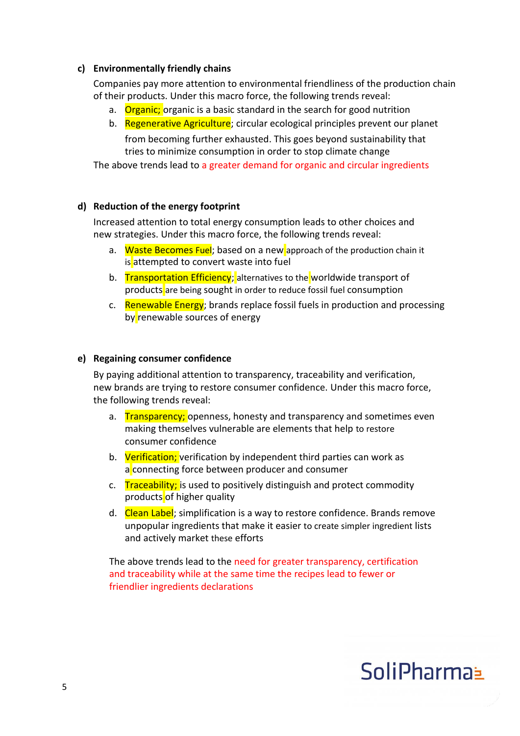**c) Environmentally friendly chains**

Companies pay more attention to environmental friendliness of the production chain of their products. Under this macro force, the following trends reveal:

a. Organic; organic is a basic standard in the search for good nutrition
b. Regenerative Agriculture; circular ecological principles prevent our planet from becoming further exhausted. This goes beyond sustainability that tries to minimize consumption in order to stop climate change

The above trends lead to a greater demand for organic and circular ingredients

**d) Reduction of the energy footprint**

Increased attention to total energy consumption leads to other choices and new strategies. Under this macro force, the following trends reveal:

a. Waste Becomes Fuel; based on a new approach of the production chain it is attempted to convert waste into fuel
b. Transportation Efficiency; alternatives to the worldwide transport of products are being sought in order to reduce fossil fuel consumption
c. Renewable Energy; brands replace fossil fuels in production and processing by renewable sources of energy

**e) Regaining consumer confidence**

By paying additional attention to transparency, traceability and verification, new brands are trying to restore consumer confidence. Under this macro force, the following trends reveal:

a. Transparency; openness, honesty and transparency and sometimes even making themselves vulnerable are elements that help to restore consumer confidence
b. Verification; verification by independent third parties can work as a connecting force between producer and consumer
c. Traceability; is used to positively distinguish and protect commodity products of higher quality
d. Clean Label; simplification is a way to restore confidence. Brands remove unpopular ingredients that make it easier to create simpler ingredient lists and actively market these efforts

The above trends lead to the need for greater transparency, certification and traceability while at the same time the recipes lead to fewer or friendlier ingredients declarations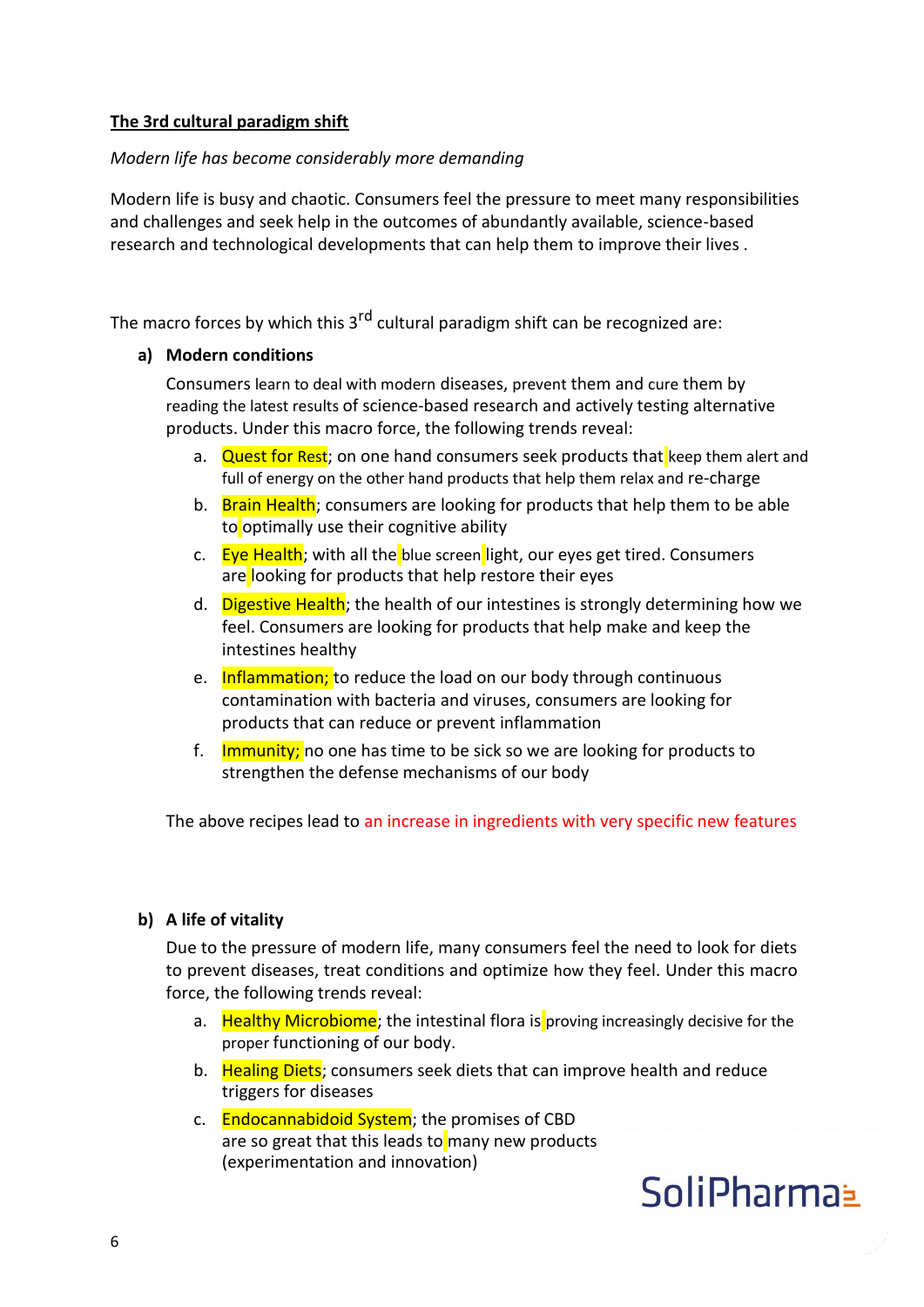**<u>The 3rd cultural paradigm shift</u>**

*Modern life has become considerably more demanding*

Modern life is busy and chaotic. Consumers feel the pressure to meet many responsibilities and challenges and seek help in the outcomes of abundantly available, science-based research and technological developments that can help them to improve their lives .

The macro forces by which this 3rd cultural paradigm shift can be recognized are:

**a) Modern conditions**

Consumers learn to deal with modern diseases, prevent them and cure them by reading the latest results of science-based research and actively testing alternative products. Under this macro force, the following trends reveal:

a. Quest for Rest; on one hand consumers seek products that keep them alert and full of energy on the other hand products that help them relax and re-charge
b. Brain Health; consumers are looking for products that help them to be able to optimally use their cognitive ability
c. Eye Health; with all the blue screen light, our eyes get tired. Consumers are looking for products that help restore their eyes
d. Digestive Health; the health of our intestines is strongly determining how we feel. Consumers are looking for products that help make and keep the intestines healthy
e. Inflammation; to reduce the load on our body through continuous contamination with bacteria and viruses, consumers are looking for products that can reduce or prevent inflammation
f. Immunity; no one has time to be sick so we are looking for products to strengthen the defense mechanisms of our body

The above recipes lead to an increase in ingredients with very specific new features

**b) A life of vitality**

Due to the pressure of modern life, many consumers feel the need to look for diets to prevent diseases, treat conditions and optimize how they feel. Under this macro force, the following trends reveal:

a. Healthy Microbiome; the intestinal flora is proving increasingly decisive for the proper functioning of our body.
b. Healing Diets; consumers seek diets that can improve health and reduce triggers for diseases
c. Endocannabidoid System; the promises of CBD are so great that this leads to many new products (experimentation and innovation)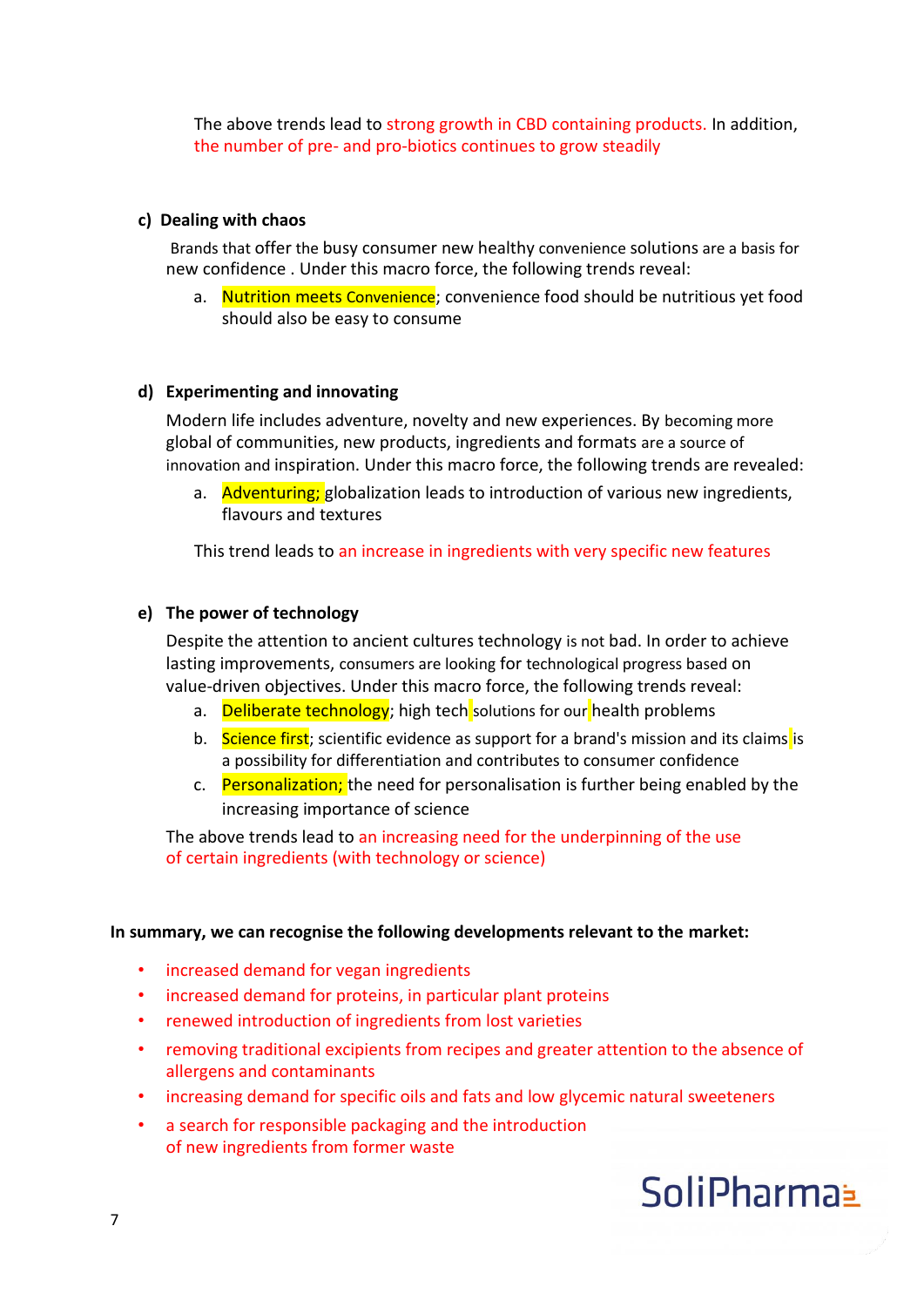The above trends lead to strong growth in CBD containing products. In addition, the number of pre- and pro-biotics continues to grow steadily

**c) Dealing with chaos**

Brands that offer the busy consumer new healthy convenience solutions are a basis for new confidence . Under this macro force, the following trends reveal:

a. Nutrition meets Convenience; convenience food should be nutritious yet food should also be easy to consume

**d) Experimenting and innovating**

Modern life includes adventure, novelty and new experiences. By becoming more global of communities, new products, ingredients and formats are a source of innovation and inspiration. Under this macro force, the following trends are revealed:

a. Adventuring; globalization leads to introduction of various new ingredients, flavours and textures

This trend leads to an increase in ingredients with very specific new features

**e) The power of technology**

Despite the attention to ancient cultures technology is not bad. In order to achieve lasting improvements, consumers are looking for technological progress based on value-driven objectives. Under this macro force, the following trends reveal:

a. Deliberate technology; high tech solutions for our health problems
b. Science first; scientific evidence as support for a brand's mission and its claims is a possibility for differentiation and contributes to consumer confidence
c. Personalization; the need for personalisation is further being enabled by the increasing importance of science

The above trends lead to an increasing need for the underpinning of the use of certain ingredients (with technology or science)

**In summary, we can recognise the following developments relevant to the market:**

- increased demand for vegan ingredients
- increased demand for proteins, in particular plant proteins
- renewed introduction of ingredients from lost varieties
- removing traditional excipients from recipes and greater attention to the absence of allergens and contaminants
- increasing demand for specific oils and fats and low glycemic natural sweeteners
- a search for responsible packaging and the introduction of new ingredients from former waste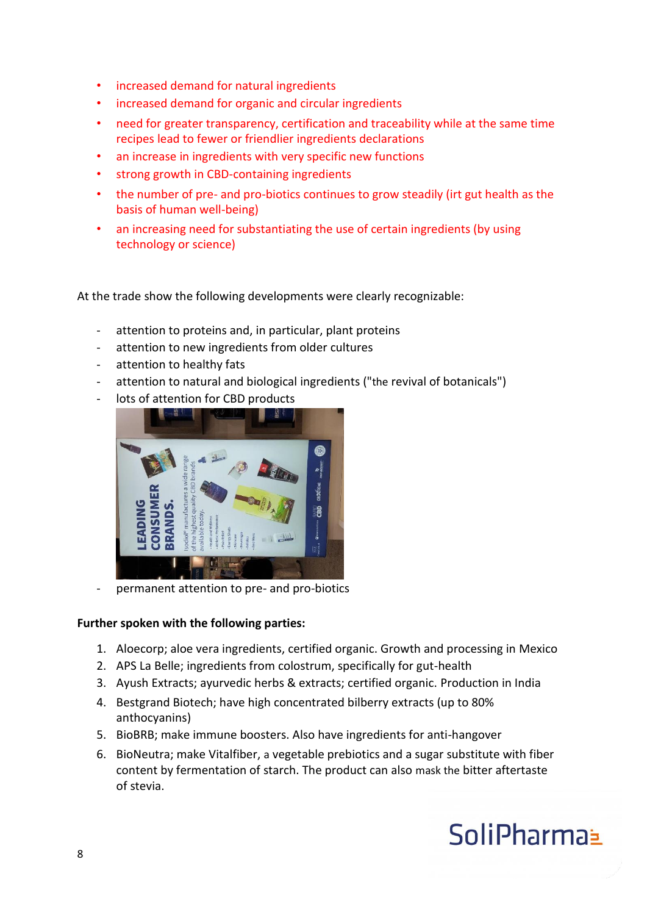- increased demand for natural ingredients
- increased demand for organic and circular ingredients
- need for greater transparency, certification and traceability while at the same time recipes lead to fewer or friendlier ingredients declarations
- an increase in ingredients with very specific new functions
- strong growth in CBD-containing ingredients
- the number of pre- and pro-biotics continues to grow steadily (irt gut health as the basis of human well-being)
- an increasing need for substantiating the use of certain ingredients (by using technology or science)

At the trade show the following developments were clearly recognizable:

- attention to proteins and, in particular, plant proteins
- attention to new ingredients from older cultures
- attention to healthy fats
- attention to natural and biological ingredients ("the revival of botanicals")
- lots of attention for CBD products
- permanent attention to pre- and pro-biotics

**Further spoken with the following parties:**

1. Aloecorp; aloe vera ingredients, certified organic. Growth and processing in Mexico
2. APS La Belle; ingredients from colostrum, specifically for gut-health
3. Ayush Extracts; ayurvedic herbs & extracts; certified organic. Production in India
4. Bestgrand Biotech; have high concentrated bilberry extracts (up to 80% anthocyanins)
5. BioBRB; make immune boosters. Also have ingredients for anti-hangover
6. BioNeutra; make Vitalfiber, a vegetable prebiotics and a sugar substitute with fiber content by fermentation of starch. The product can also mask the bitter aftertaste of stevia.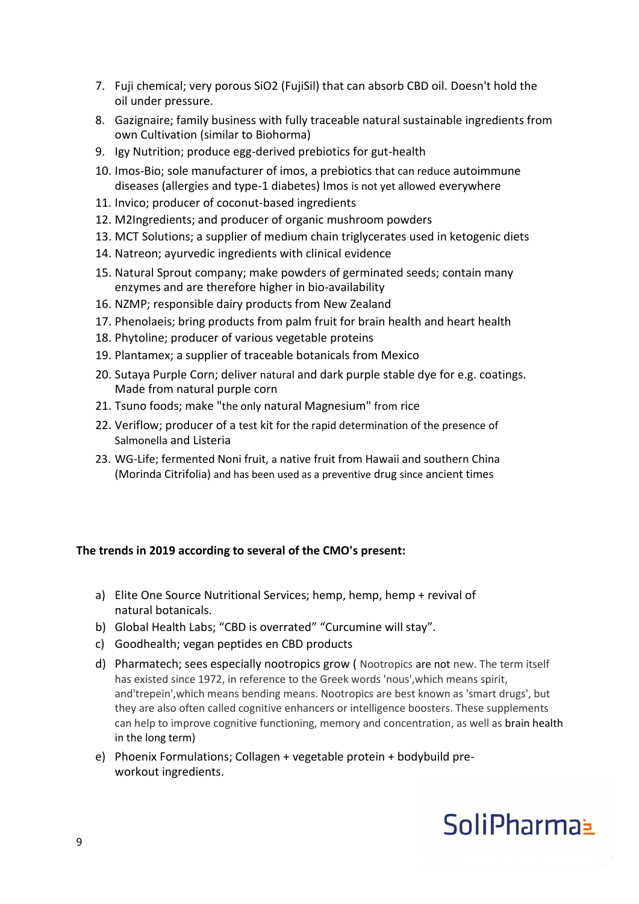7. Fuji chemical; very porous $SiO_2$ (FujiSil) that can absorb CBD oil. Doesn't hold the oil under pressure.
8. Gazignaire; family business with fully traceable natural sustainable ingredients from own Cultivation (similar to Biohorma)
9. Igy Nutrition; produce egg-derived prebiotics for gut-health
10. Imos-Bio; sole manufacturer of imos, a prebiotics that can reduce autoimmune diseases (allergies and type-1 diabetes) Imos is not yet allowed everywhere
11. Invico; producer of coconut-based ingredients
12. M2Ingredients; and producer of organic mushroom powders
13. MCT Solutions; a supplier of medium chain triglycerates used in ketogenic diets
14. Natreon; ayurvedic ingredients with clinical evidence
15. Natural Sprout company; make powders of germinated seeds; contain many enzymes and are therefore higher in bio-availability
16. NZMP; responsible dairy products from New Zealand
17. Phenolaeis; bring products from palm fruit for brain health and heart health
18. Phytoline; producer of various vegetable proteins
19. Plantamex; a supplier of traceable botanicals from Mexico
20. Sutaya Purple Corn; deliver natural and dark purple stable dye for e.g. coatings. Made from natural purple corn
21. Tsuno foods; make "the only natural Magnesium" from rice
22. Veriflow; producer of a test kit for the rapid determination of the presence of Salmonella and Listeria
23. WG-Life; fermented Noni fruit, a native fruit from Hawaii and southern China (Morinda Citrifolia) and has been used as a preventive drug since ancient times

**The trends in 2019 according to several of the CMO's present:**

a) Elite One Source Nutritional Services; hemp, hemp, hemp + revival of natural botanicals.
b) Global Health Labs; “CBD is overrated” “Curcumine will stay”.
c) Goodhealth; vegan peptides en CBD products
d) Pharmatech; sees especially nootropics grow ( Nootropics are not new. The term itself has existed since 1972, in reference to the Greek words 'nous',which means spirit, and'trepein',which means bending means. Nootropics are best known as 'smart drugs', but they are also often called cognitive enhancers or intelligence boosters. These supplements can help to improve cognitive functioning, memory and concentration, as well as brain health in the long term)
e) Phoenix Formulations; Collagen + vegetable protein + bodybuild pre-workout ingredients.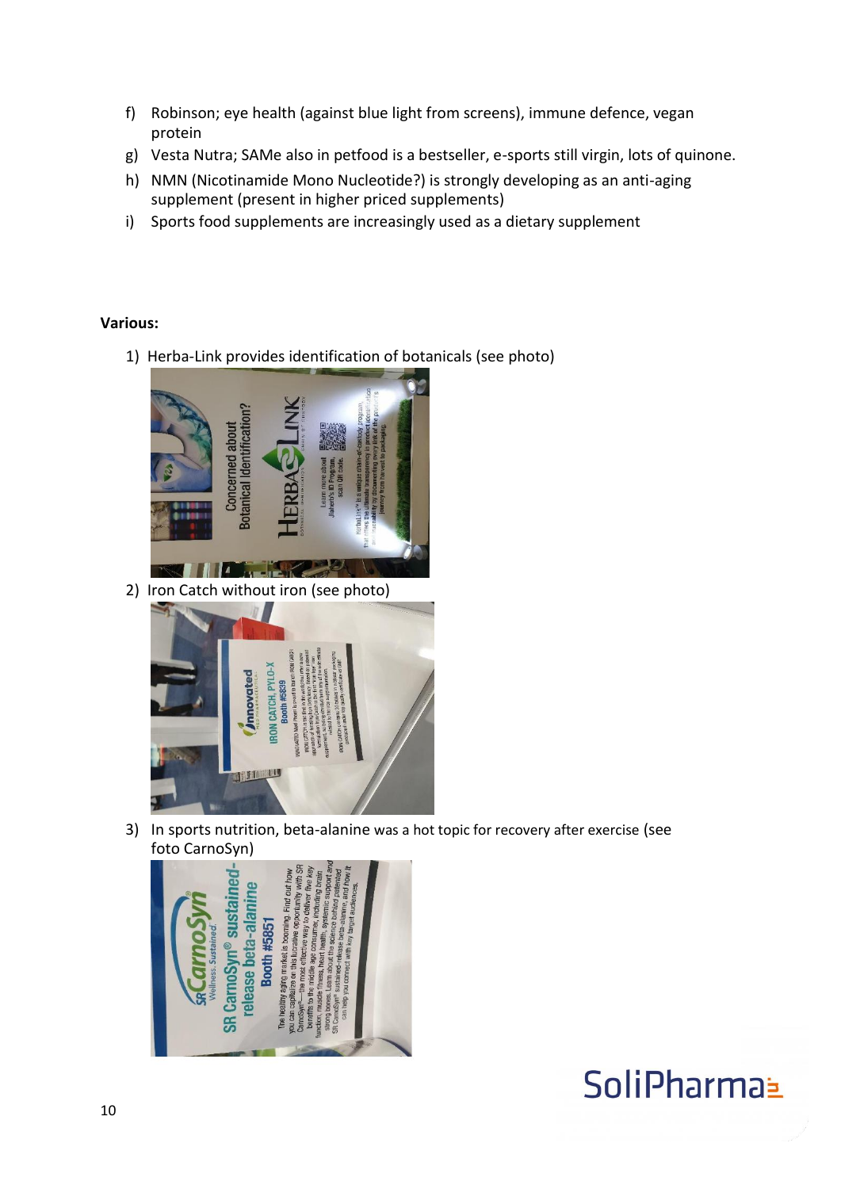f) Robinson; eye health (against blue light from screens), immune defence, vegan protein
g) Vesta Nutra; SAMe also in petfood is a bestseller, e-sports still virgin, lots of quinone.
h) NMN (Nicotinamide Mono Nucleotide?) is strongly developing as an anti-aging supplement (present in higher priced supplements)
i) Sports food supplements are increasingly used as a dietary supplement

**Various:**

1) Herba-Link provides identification of botanicals (see photo)
2) Iron Catch without iron (see photo)
3) In sports nutrition, beta-alanine was a hot topic for recovery after exercise (see foto CarnoSyn)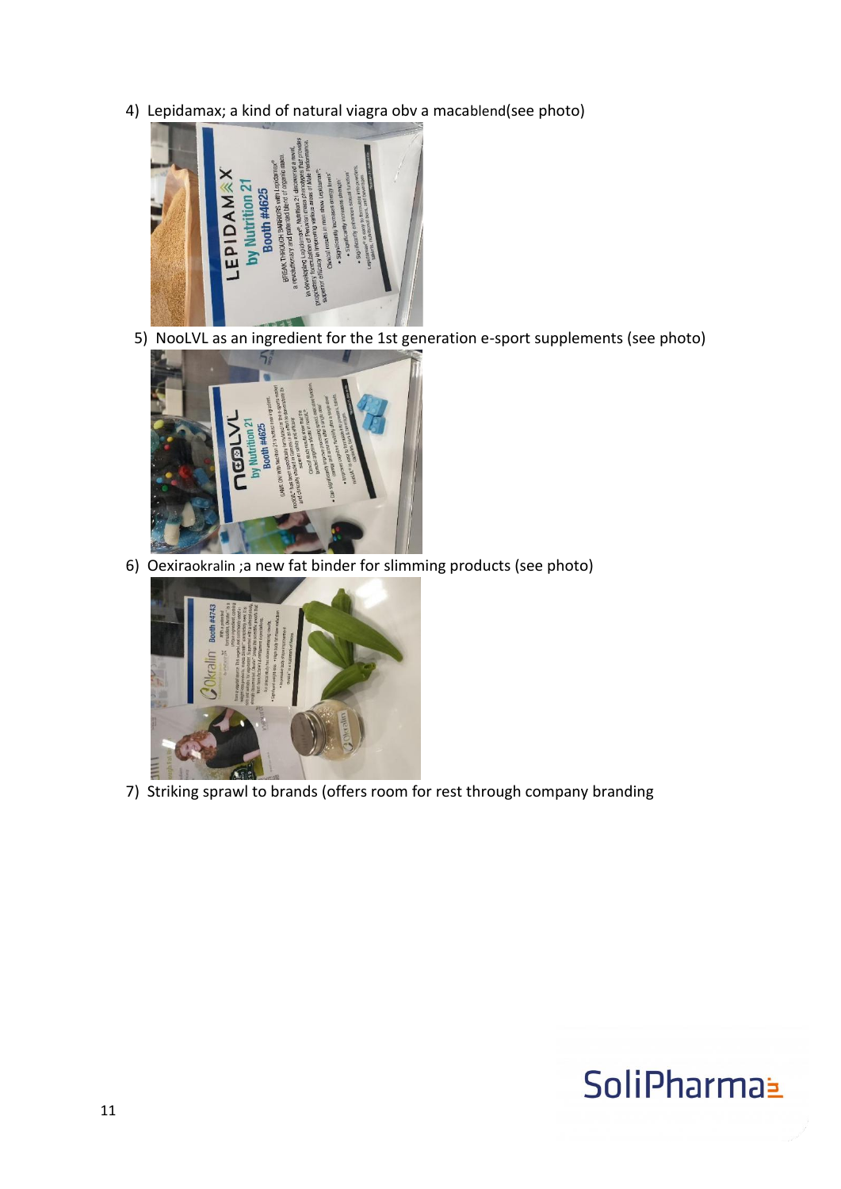4) Lepidamax; a kind of natural viagra obv a macablend(see photo)

5) NooLVL as an ingredient for the 1st generation e-sport supplements (see photo)

6) Oexiraokralin ;a new fat binder for slimming products (see photo)

7) Striking sprawl to brands (offers room for rest through company branding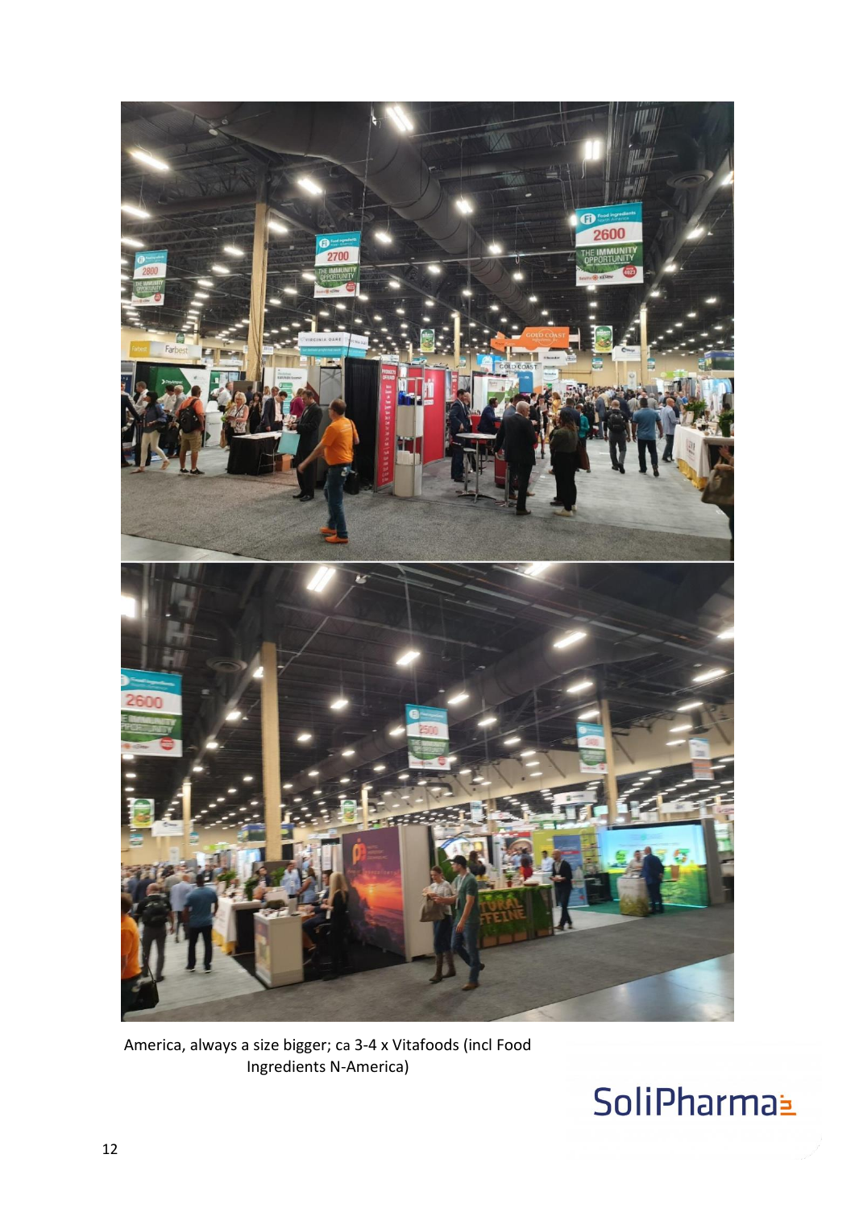America, always a size bigger; ca 3-4 x Vitafoods (incl Food Ingredients N-America)